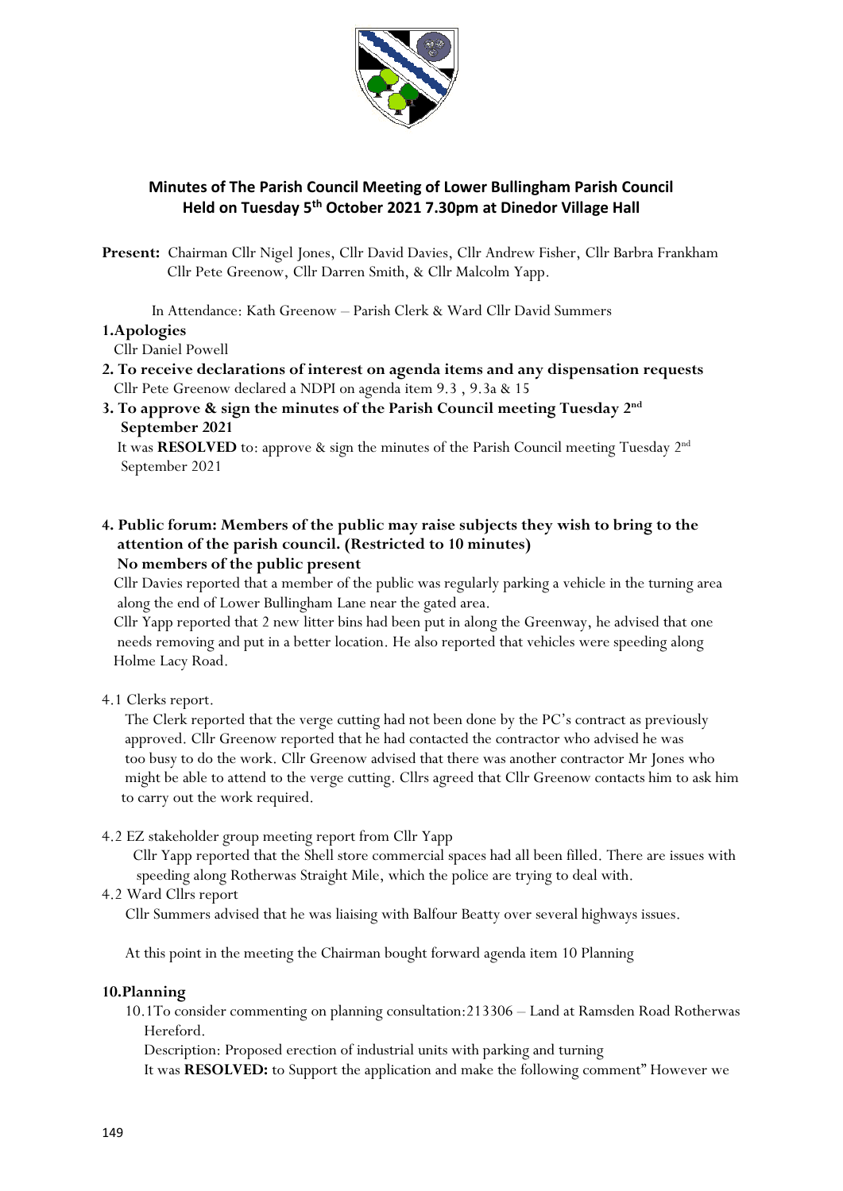## Minutes of The Parish Council Meeting of Lower Bullingham Parish Council Held on Tuesday 5th October 2021 7.30pm at Dinedor Village Hall

**Present:** Chairman Cllr Nigel Jones, Cllr David Davies, Cllr Andrew Fisher, Cllr Barbra Frankham Cllr Pete Greenow, Cllr Darren Smith, & Cllr Malcolm Yapp.

In Attendance: Kath Greenow – Parish Clerk & Ward Cllr David Summers

**1.Apologies**

Cllr Daniel Powell

**2. To receive declarations of interest on agenda items and any dispensation requests**

Cllr Pete Greenow declared a NDPI on agenda item 9.3 , 9.3a & 15

**3. To approve & sign the minutes of the Parish Council meeting Tuesday 2nd September 2021**

It was **RESOLVED** to: approve & sign the minutes of the Parish Council meeting Tuesday 2nd September 2021

**4. Public forum: Members of the public may raise subjects they wish to bring to the attention of the parish council. (Restricted to 10 minutes)**
**No members of the public present**

Cllr Davies reported that a member of the public was regularly parking a vehicle in the turning area along the end of Lower Bullingham Lane near the gated area.

Cllr Yapp reported that 2 new litter bins had been put in along the Greenway, he advised that one needs removing and put in a better location. He also reported that vehicles were speeding along Holme Lacy Road.

4.1 Clerks report.

The Clerk reported that the verge cutting had not been done by the PC's contract as previously approved. Cllr Greenow reported that he had contacted the contractor who advised he was too busy to do the work. Cllr Greenow advised that there was another contractor Mr Jones who might be able to attend to the verge cutting. Cllrs agreed that Cllr Greenow contacts him to ask him to carry out the work required.

4.2 EZ stakeholder group meeting report from Cllr Yapp

Cllr Yapp reported that the Shell store commercial spaces had all been filled. There are issues with speeding along Rotherwas Straight Mile, which the police are trying to deal with.

4.2 Ward Cllrs report

Cllr Summers advised that he was liaising with Balfour Beatty over several highways issues.

At this point in the meeting the Chairman bought forward agenda item 10 Planning

**10.Planning**

10.1To consider commenting on planning consultation:213306 – Land at Ramsden Road Rotherwas Hereford.

Description: Proposed erection of industrial units with parking and turning

It was **RESOLVED:** to Support the application and make the following comment" However we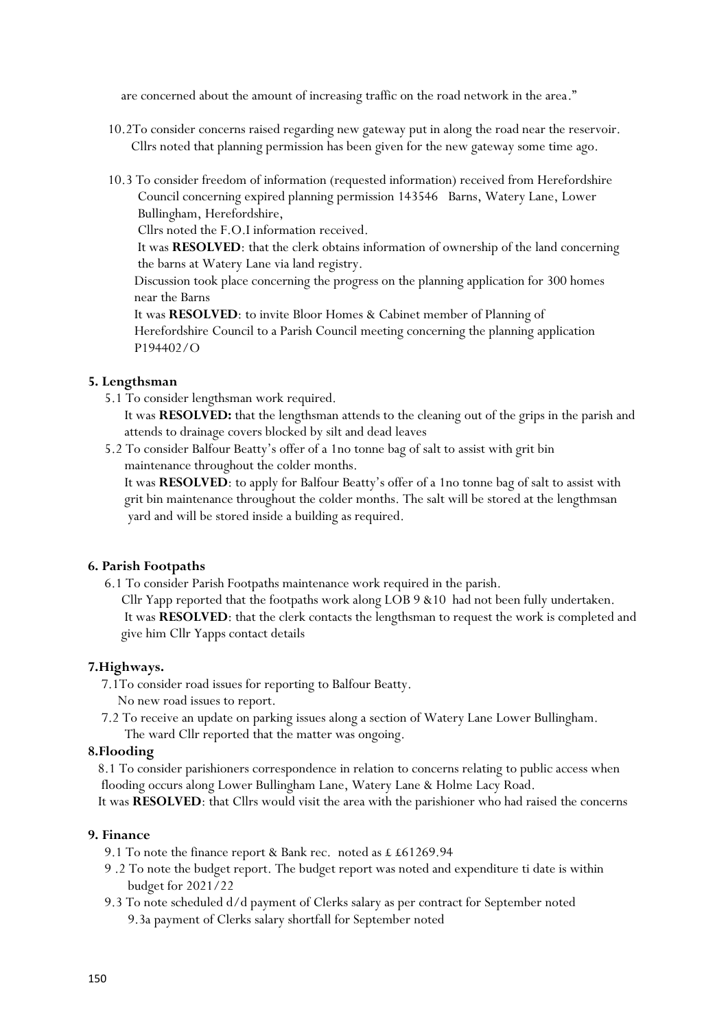are concerned about the amount of increasing traffic on the road network in the area."

10.2To consider concerns raised regarding new gateway put in along the road near the reservoir.
Cllrs noted that planning permission has been given for the new gateway some time ago.

10.3 To consider freedom of information (requested information) received from Herefordshire Council concerning expired planning permission 143546 Barns, Watery Lane, Lower Bullingham, Herefordshire,
Cllrs noted the F.O.I information received.
It was **RESOLVED**: that the clerk obtains information of ownership of the land concerning the barns at Watery Lane via land registry.
Discussion took place concerning the progress on the planning application for 300 homes near the Barns
It was **RESOLVED**: to invite Bloor Homes & Cabinet member of Planning of Herefordshire Council to a Parish Council meeting concerning the planning application P194402/O

**5. Lengthsman**

5.1 To consider lengthsman work required.
It was **RESOLVED:** that the lengthsman attends to the cleaning out of the grips in the parish and attends to drainage covers blocked by silt and dead leaves

5.2 To consider Balfour Beatty's offer of a 1no tonne bag of salt to assist with grit bin maintenance throughout the colder months.
It was **RESOLVED**: to apply for Balfour Beatty's offer of a 1no tonne bag of salt to assist with grit bin maintenance throughout the colder months. The salt will be stored at the lengthmsan yard and will be stored inside a building as required.

**6. Parish Footpaths**

6.1 To consider Parish Footpaths maintenance work required in the parish.
Cllr Yapp reported that the footpaths work along LOB 9 &10 had not been fully undertaken.
It was **RESOLVED**: that the clerk contacts the lengthsman to request the work is completed and give him Cllr Yapps contact details

**7.Highways.**

7.1To consider road issues for reporting to Balfour Beatty.
No new road issues to report.

7.2 To receive an update on parking issues along a section of Watery Lane Lower Bullingham.
The ward Cllr reported that the matter was ongoing.

**8.Flooding**

8.1 To consider parishioners correspondence in relation to concerns relating to public access when flooding occurs along Lower Bullingham Lane, Watery Lane & Holme Lacy Road.
It was **RESOLVED**: that Cllrs would visit the area with the parishioner who had raised the concerns

**9. Finance**

9.1 To note the finance report & Bank rec. noted as £ £61269.94

9 .2 To note the budget report. The budget report was noted and expenditure ti date is within budget for 2021/22

9.3 To note scheduled d/d payment of Clerks salary as per contract for September noted
9.3a payment of Clerks salary shortfall for September noted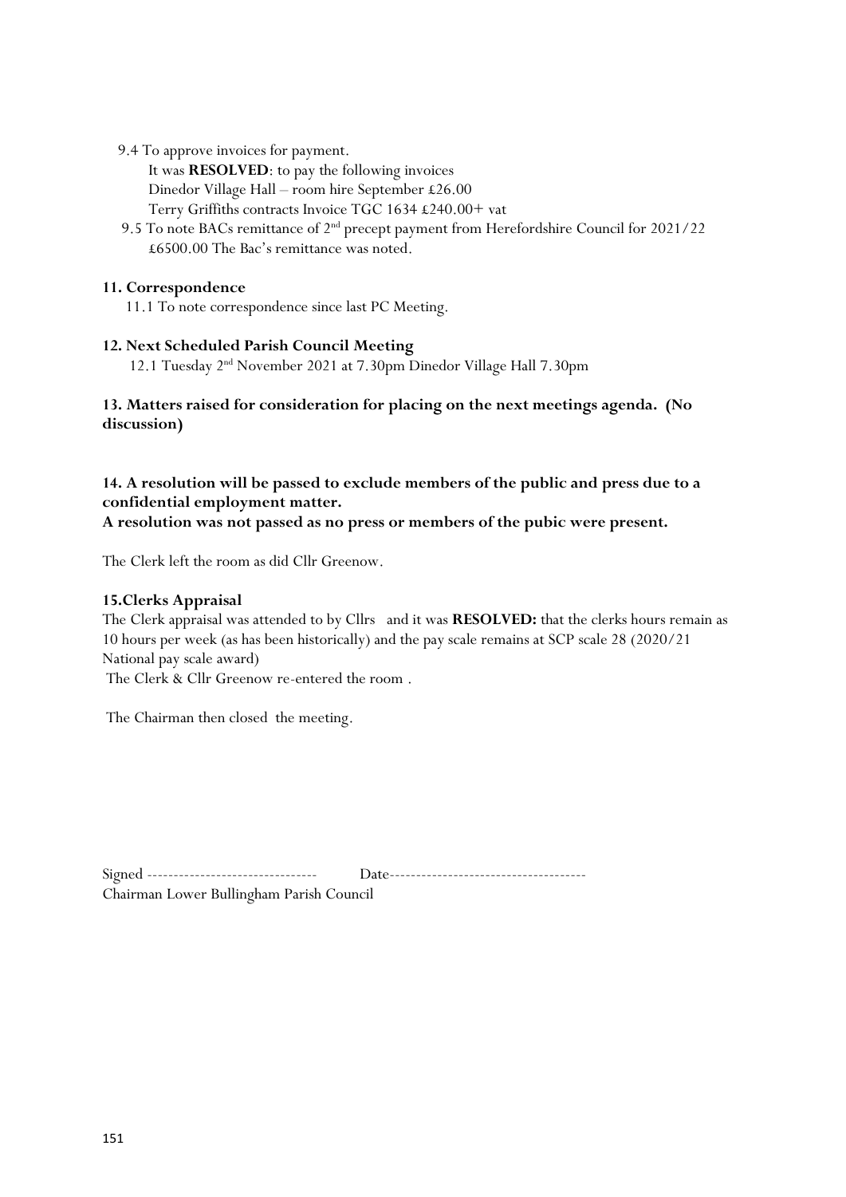9.4 To approve invoices for payment.

It was **RESOLVED**: to pay the following invoices

Dinedor Village Hall – room hire September £26.00

Terry Griffiths contracts Invoice TGC 1634 £240.00+ vat

9.5 To note BACs remittance of 2nd precept payment from Herefordshire Council for 2021/22 £6500.00 The Bac's remittance was noted.

**11. Correspondence**

11.1 To note correspondence since last PC Meeting.

**12. Next Scheduled Parish Council Meeting**

12.1 Tuesday 2nd November 2021 at 7.30pm Dinedor Village Hall 7.30pm

**13. Matters raised for consideration for placing on the next meetings agenda. (No discussion)**

**14. A resolution will be passed to exclude members of the public and press due to a confidential employment matter.**
**A resolution was not passed as no press or members of the pubic were present.**

The Clerk left the room as did Cllr Greenow.

**15.Clerks Appraisal**

The Clerk appraisal was attended to by Cllrs and it was **RESOLVED:** that the clerks hours remain as 10 hours per week (as has been historically) and the pay scale remains at SCP scale 28 (2020/21 National pay scale award)

The Clerk & Cllr Greenow re-entered the room .

The Chairman then closed the meeting.

Signed -------------------------------- Date-------------------------------------

Chairman Lower Bullingham Parish Council